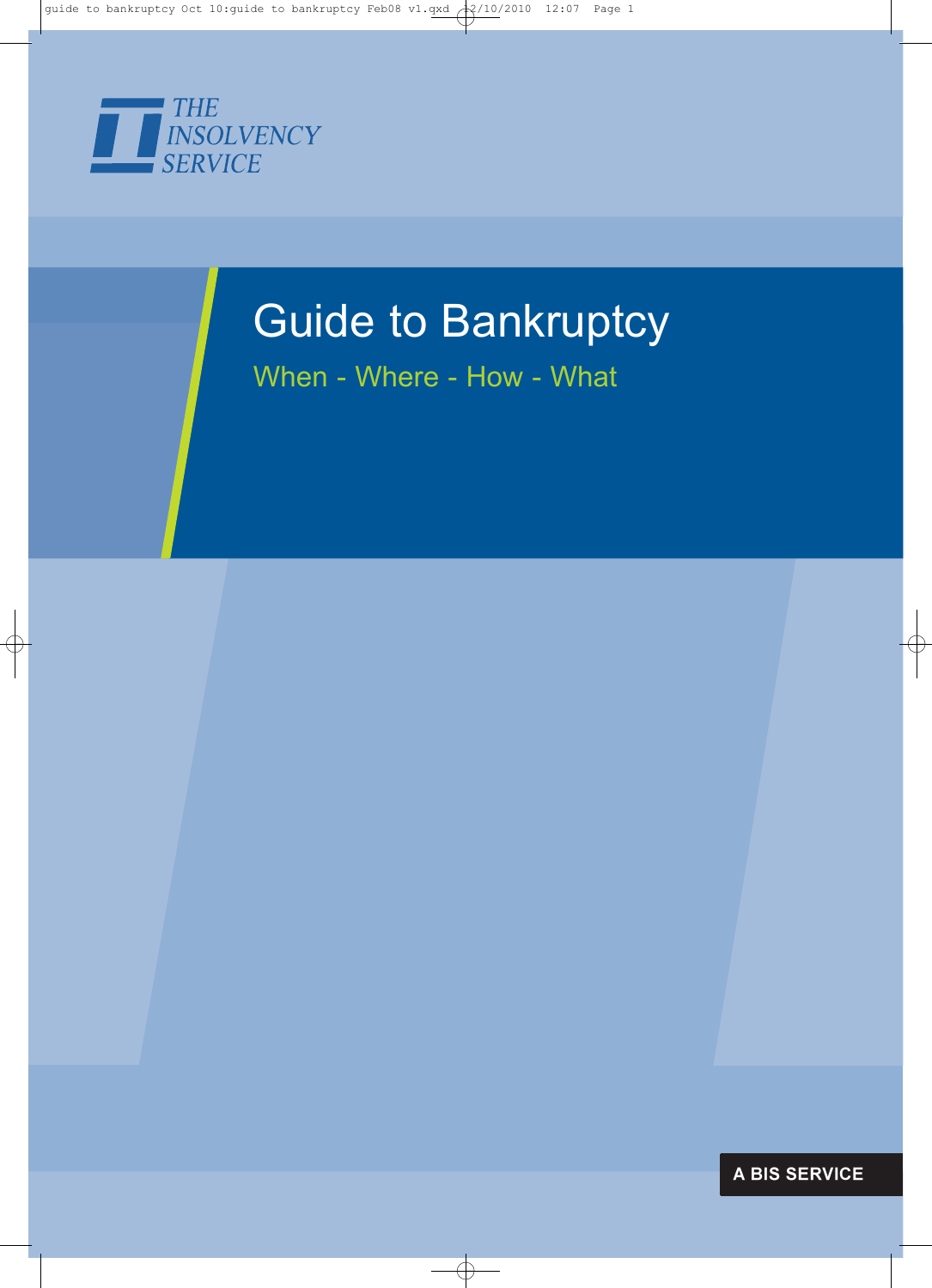THE INSOLVENCY SERVICE

# Guide to Bankruptcy

## When - Where - How - What

A BIS SERVICE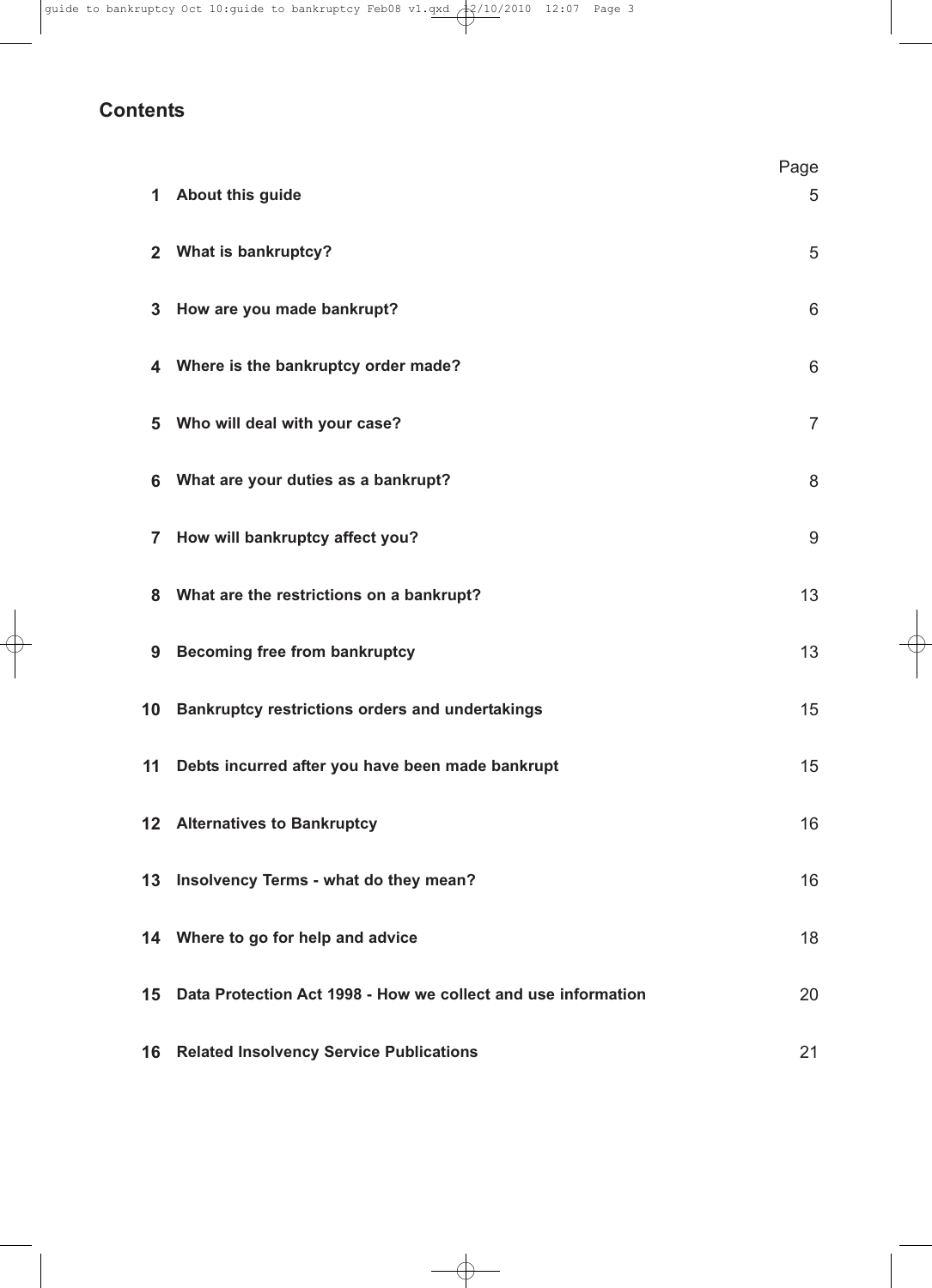## Contents

| | | Page |
|---|---|---|
| **1** | **About this guide** | 5 |
| **2** | **What is bankruptcy?** | 5 |
| **3** | **How are you made bankrupt?** | 6 |
| **4** | **Where is the bankruptcy order made?** | 6 |
| **5** | **Who will deal with your case?** | 7 |
| **6** | **What are your duties as a bankrupt?** | 8 |
| **7** | **How will bankruptcy affect you?** | 9 |
| **8** | **What are the restrictions on a bankrupt?** | 13 |
| **9** | **Becoming free from bankruptcy** | 13 |
| **10** | **Bankruptcy restrictions orders and undertakings** | 15 |
| **11** | **Debts incurred after you have been made bankrupt** | 15 |
| **12** | **Alternatives to Bankruptcy** | 16 |
| **13** | **Insolvency Terms - what do they mean?** | 16 |
| **14** | **Where to go for help and advice** | 18 |
| **15** | **Data Protection Act 1998 - How we collect and use information** | 20 |
| **16** | **Related Insolvency Service Publications** | 21 |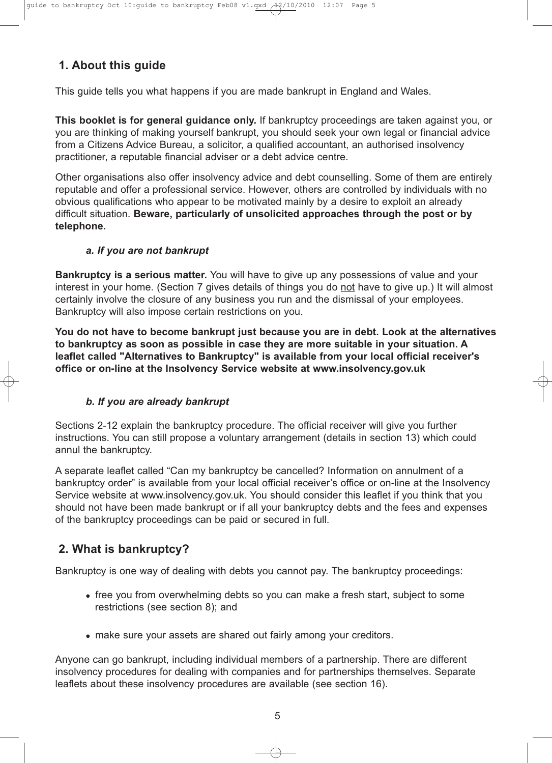## 1. About this guide

This guide tells you what happens if you are made bankrupt in England and Wales.

**This booklet is for general guidance only.** If bankruptcy proceedings are taken against you, or you are thinking of making yourself bankrupt, you should seek your own legal or financial advice from a Citizens Advice Bureau, a solicitor, a qualified accountant, an authorised insolvency practitioner, a reputable financial adviser or a debt advice centre.

Other organisations also offer insolvency advice and debt counselling. Some of them are entirely reputable and offer a professional service. However, others are controlled by individuals with no obvious qualifications who appear to be motivated mainly by a desire to exploit an already difficult situation. **Beware, particularly of unsolicited approaches through the post or by telephone.**

### *a. If you are not bankrupt*

**Bankruptcy is a serious matter.** You will have to give up any possessions of value and your interest in your home. (Section 7 gives details of things you do <u>not</u> have to give up.) It will almost certainly involve the closure of any business you run and the dismissal of your employees. Bankruptcy will also impose certain restrictions on you.

**You do not have to become bankrupt just because you are in debt. Look at the alternatives to bankruptcy as soon as possible in case they are more suitable in your situation. A leaflet called "Alternatives to Bankruptcy" is available from your local official receiver's office or on-line at the Insolvency Service website at www.insolvency.gov.uk**

### *b. If you are already bankrupt*

Sections 2-12 explain the bankruptcy procedure. The official receiver will give you further instructions. You can still propose a voluntary arrangement (details in section 13) which could annul the bankruptcy.

A separate leaflet called "Can my bankruptcy be cancelled? Information on annulment of a bankruptcy order" is available from your local official receiver's office or on-line at the Insolvency Service website at www.insolvency.gov.uk. You should consider this leaflet if you think that you should not have been made bankrupt or if all your bankruptcy debts and the fees and expenses of the bankruptcy proceedings can be paid or secured in full.

## 2. What is bankruptcy?

Bankruptcy is one way of dealing with debts you cannot pay. The bankruptcy proceedings:

- free you from overwhelming debts so you can make a fresh start, subject to some restrictions (see section 8); and
- make sure your assets are shared out fairly among your creditors.

Anyone can go bankrupt, including individual members of a partnership. There are different insolvency procedures for dealing with companies and for partnerships themselves. Separate leaflets about these insolvency procedures are available (see section 16).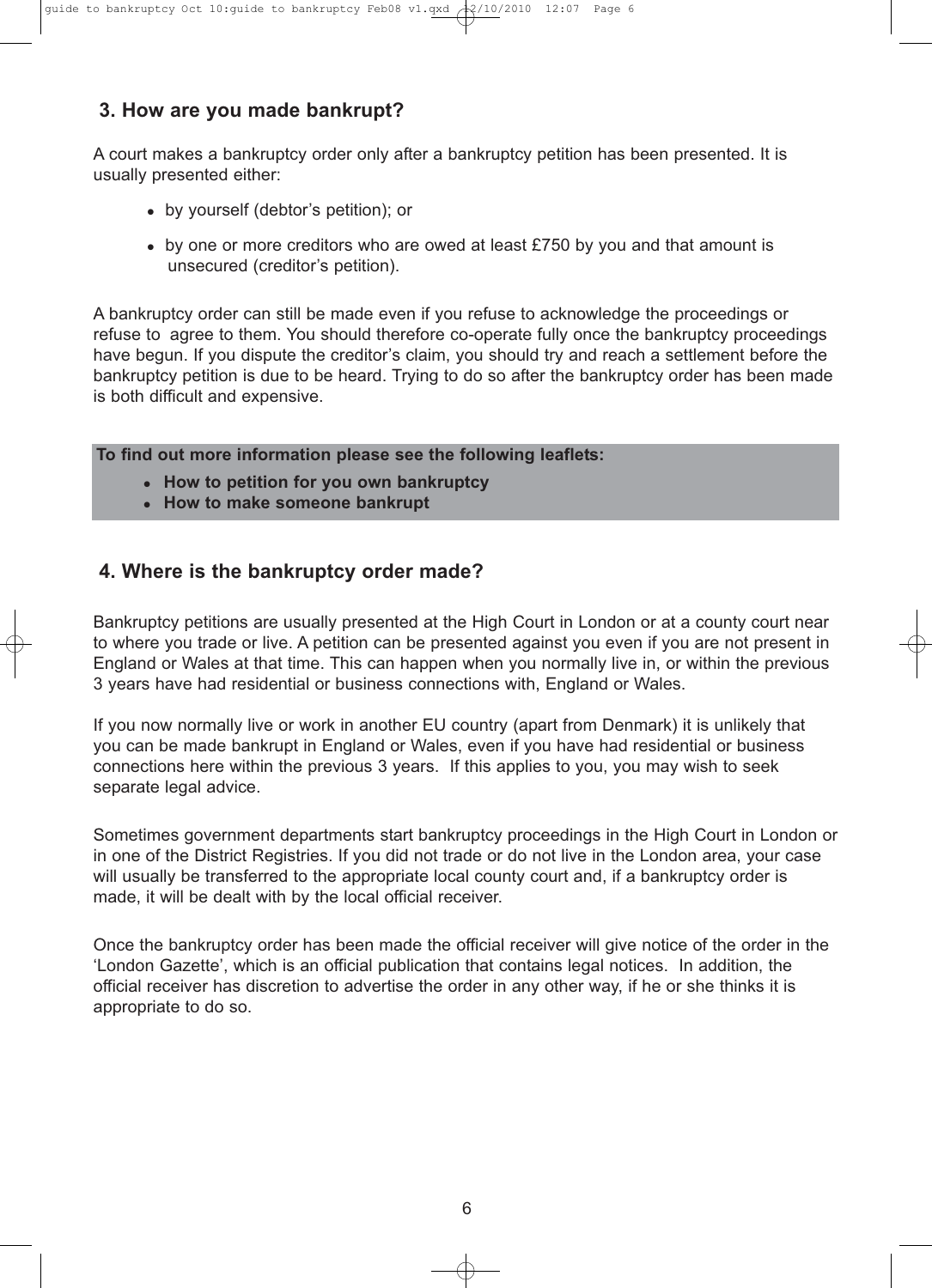## 3. How are you made bankrupt?

A court makes a bankruptcy order only after a bankruptcy petition has been presented. It is usually presented either:

- by yourself (debtor's petition); or
- by one or more creditors who are owed at least £750 by you and that amount is unsecured (creditor's petition).

A bankruptcy order can still be made even if you refuse to acknowledge the proceedings or refuse to agree to them. You should therefore co-operate fully once the bankruptcy proceedings have begun. If you dispute the creditor's claim, you should try and reach a settlement before the bankruptcy petition is due to be heard. Trying to do so after the bankruptcy order has been made is both difficult and expensive.

**To find out more information please see the following leaflets:**

- **How to petition for you own bankruptcy**
- **How to make someone bankrupt**

## 4. Where is the bankruptcy order made?

Bankruptcy petitions are usually presented at the High Court in London or at a county court near to where you trade or live. A petition can be presented against you even if you are not present in England or Wales at that time. This can happen when you normally live in, or within the previous 3 years have had residential or business connections with, England or Wales.

If you now normally live or work in another EU country (apart from Denmark) it is unlikely that you can be made bankrupt in England or Wales, even if you have had residential or business connections here within the previous 3 years. If this applies to you, you may wish to seek separate legal advice.

Sometimes government departments start bankruptcy proceedings in the High Court in London or in one of the District Registries. If you did not trade or do not live in the London area, your case will usually be transferred to the appropriate local county court and, if a bankruptcy order is made, it will be dealt with by the local official receiver.

Once the bankruptcy order has been made the official receiver will give notice of the order in the 'London Gazette', which is an official publication that contains legal notices. In addition, the official receiver has discretion to advertise the order in any other way, if he or she thinks it is appropriate to do so.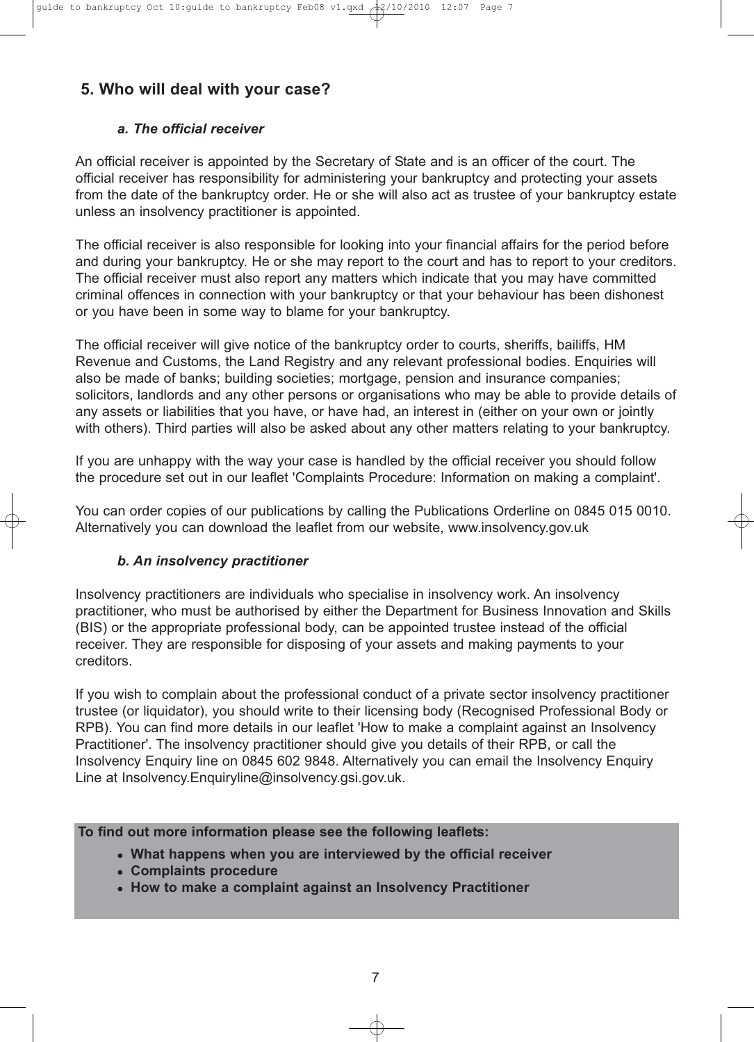## 5. Who will deal with your case?

### *a. The official receiver*

An official receiver is appointed by the Secretary of State and is an officer of the court. The official receiver has responsibility for administering your bankruptcy and protecting your assets from the date of the bankruptcy order. He or she will also act as trustee of your bankruptcy estate unless an insolvency practitioner is appointed.

The official receiver is also responsible for looking into your financial affairs for the period before and during your bankruptcy. He or she may report to the court and has to report to your creditors. The official receiver must also report any matters which indicate that you may have committed criminal offences in connection with your bankruptcy or that your behaviour has been dishonest or you have been in some way to blame for your bankruptcy.

The official receiver will give notice of the bankruptcy order to courts, sheriffs, bailiffs, HM Revenue and Customs, the Land Registry and any relevant professional bodies. Enquiries will also be made of banks; building societies; mortgage, pension and insurance companies; solicitors, landlords and any other persons or organisations who may be able to provide details of any assets or liabilities that you have, or have had, an interest in (either on your own or jointly with others). Third parties will also be asked about any other matters relating to your bankruptcy.

If you are unhappy with the way your case is handled by the official receiver you should follow the procedure set out in our leaflet 'Complaints Procedure: Information on making a complaint'.

You can order copies of our publications by calling the Publications Orderline on 0845 015 0010. Alternatively you can download the leaflet from our website, www.insolvency.gov.uk

### *b. An insolvency practitioner*

Insolvency practitioners are individuals who specialise in insolvency work. An insolvency practitioner, who must be authorised by either the Department for Business Innovation and Skills (BIS) or the appropriate professional body, can be appointed trustee instead of the official receiver. They are responsible for disposing of your assets and making payments to your creditors.

If you wish to complain about the professional conduct of a private sector insolvency practitioner trustee (or liquidator), you should write to their licensing body (Recognised Professional Body or RPB). You can find more details in our leaflet 'How to make a complaint against an Insolvency Practitioner'. The insolvency practitioner should give you details of their RPB, or call the Insolvency Enquiry line on 0845 602 9848. Alternatively you can email the Insolvency Enquiry Line at Insolvency.Enquiryline@insolvency.gsi.gov.uk.

**To find out more information please see the following leaflets:**

- **What happens when you are interviewed by the official receiver**
- **Complaints procedure**
- **How to make a complaint against an Insolvency Practitioner**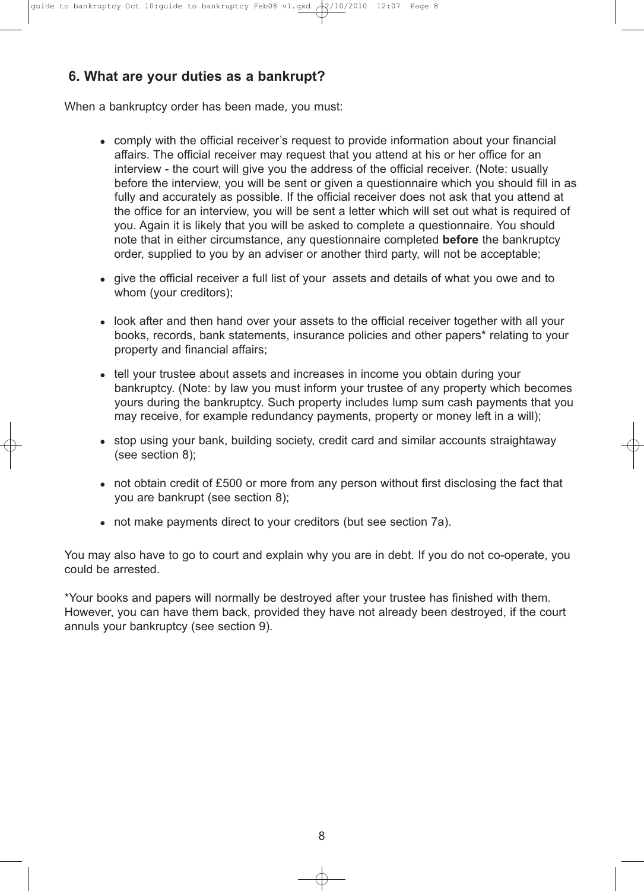## 6. What are your duties as a bankrupt?

When a bankruptcy order has been made, you must:

- comply with the official receiver's request to provide information about your financial affairs. The official receiver may request that you attend at his or her office for an interview - the court will give you the address of the official receiver. (Note: usually before the interview, you will be sent or given a questionnaire which you should fill in as fully and accurately as possible. If the official receiver does not ask that you attend at the office for an interview, you will be sent a letter which will set out what is required of you. Again it is likely that you will be asked to complete a questionnaire. You should note that in either circumstance, any questionnaire completed **before** the bankruptcy order, supplied to you by an adviser or another third party, will not be acceptable;
- give the official receiver a full list of your assets and details of what you owe and to whom (your creditors);
- look after and then hand over your assets to the official receiver together with all your books, records, bank statements, insurance policies and other papers* relating to your property and financial affairs;
- tell your trustee about assets and increases in income you obtain during your bankruptcy. (Note: by law you must inform your trustee of any property which becomes yours during the bankruptcy. Such property includes lump sum cash payments that you may receive, for example redundancy payments, property or money left in a will);
- stop using your bank, building society, credit card and similar accounts straightaway (see section 8);
- not obtain credit of £500 or more from any person without first disclosing the fact that you are bankrupt (see section 8);
- not make payments direct to your creditors (but see section 7a).

You may also have to go to court and explain why you are in debt. If you do not co-operate, you could be arrested.

*Your books and papers will normally be destroyed after your trustee has finished with them. However, you can have them back, provided they have not already been destroyed, if the court annuls your bankruptcy (see section 9).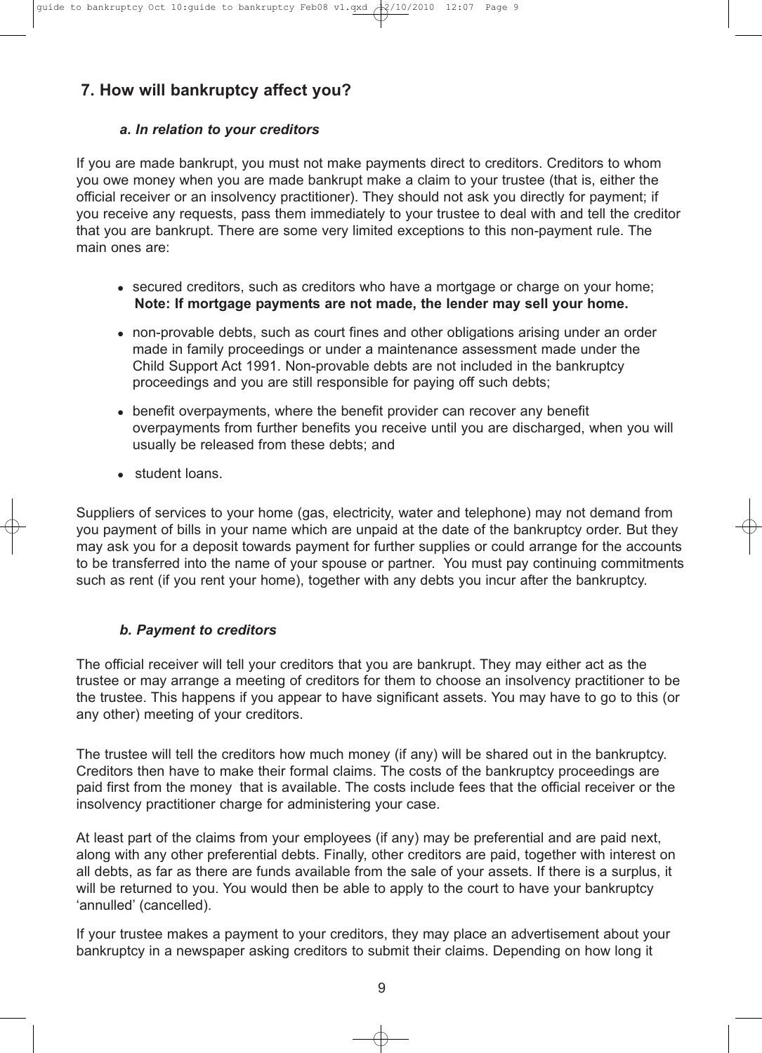## 7. How will bankruptcy affect you?

### *a. In relation to your creditors*

If you are made bankrupt, you must not make payments direct to creditors. Creditors to whom you owe money when you are made bankrupt make a claim to your trustee (that is, either the official receiver or an insolvency practitioner). They should not ask you directly for payment; if you receive any requests, pass them immediately to your trustee to deal with and tell the creditor that you are bankrupt. There are some very limited exceptions to this non-payment rule. The main ones are:

- secured creditors, such as creditors who have a mortgage or charge on your home;
  **Note: If mortgage payments are not made, the lender may sell your home.**
- non-provable debts, such as court fines and other obligations arising under an order made in family proceedings or under a maintenance assessment made under the Child Support Act 1991. Non-provable debts are not included in the bankruptcy proceedings and you are still responsible for paying off such debts;
- benefit overpayments, where the benefit provider can recover any benefit overpayments from further benefits you receive until you are discharged, when you will usually be released from these debts; and
- student loans.

Suppliers of services to your home (gas, electricity, water and telephone) may not demand from you payment of bills in your name which are unpaid at the date of the bankruptcy order. But they may ask you for a deposit towards payment for further supplies or could arrange for the accounts to be transferred into the name of your spouse or partner. You must pay continuing commitments such as rent (if you rent your home), together with any debts you incur after the bankruptcy.

### *b. Payment to creditors*

The official receiver will tell your creditors that you are bankrupt. They may either act as the trustee or may arrange a meeting of creditors for them to choose an insolvency practitioner to be the trustee. This happens if you appear to have significant assets. You may have to go to this (or any other) meeting of your creditors.

The trustee will tell the creditors how much money (if any) will be shared out in the bankruptcy. Creditors then have to make their formal claims. The costs of the bankruptcy proceedings are paid first from the money that is available. The costs include fees that the official receiver or the insolvency practitioner charge for administering your case.

At least part of the claims from your employees (if any) may be preferential and are paid next, along with any other preferential debts. Finally, other creditors are paid, together with interest on all debts, as far as there are funds available from the sale of your assets. If there is a surplus, it will be returned to you. You would then be able to apply to the court to have your bankruptcy 'annulled' (cancelled).

If your trustee makes a payment to your creditors, they may place an advertisement about your bankruptcy in a newspaper asking creditors to submit their claims. Depending on how long it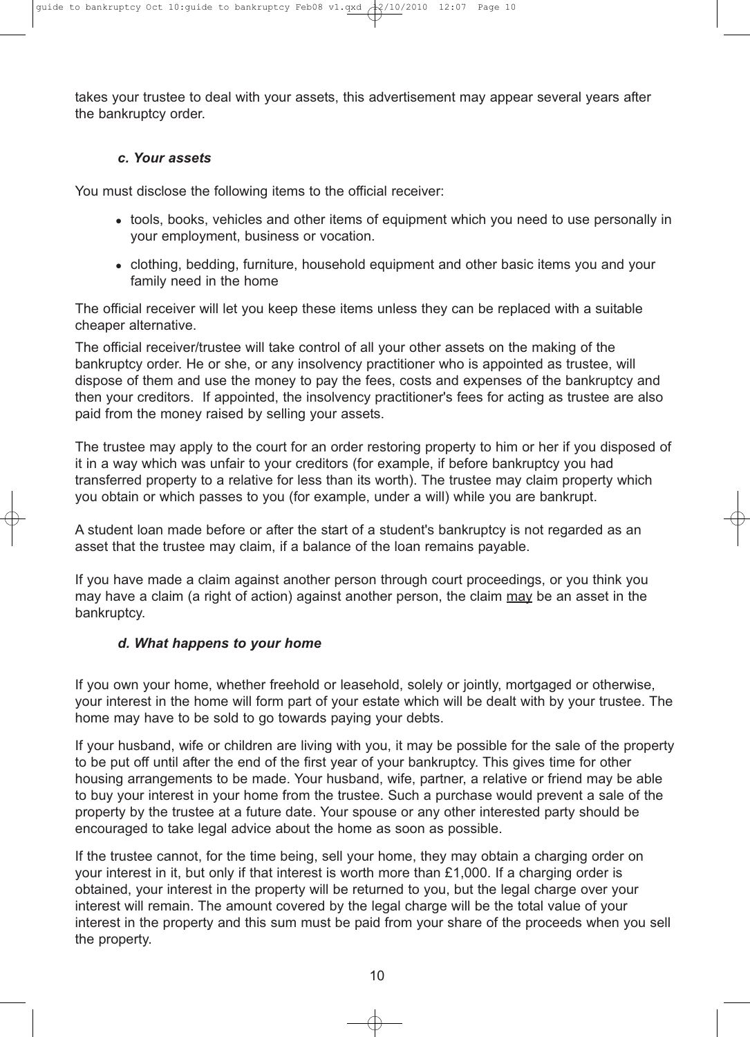takes your trustee to deal with your assets, this advertisement may appear several years after the bankruptcy order.

### *c. Your assets*

You must disclose the following items to the official receiver:

- tools, books, vehicles and other items of equipment which you need to use personally in your employment, business or vocation.
- clothing, bedding, furniture, household equipment and other basic items you and your family need in the home

The official receiver will let you keep these items unless they can be replaced with a suitable cheaper alternative.

The official receiver/trustee will take control of all your other assets on the making of the bankruptcy order. He or she, or any insolvency practitioner who is appointed as trustee, will dispose of them and use the money to pay the fees, costs and expenses of the bankruptcy and then your creditors. If appointed, the insolvency practitioner's fees for acting as trustee are also paid from the money raised by selling your assets.

The trustee may apply to the court for an order restoring property to him or her if you disposed of it in a way which was unfair to your creditors (for example, if before bankruptcy you had transferred property to a relative for less than its worth). The trustee may claim property which you obtain or which passes to you (for example, under a will) while you are bankrupt.

A student loan made before or after the start of a student's bankruptcy is not regarded as an asset that the trustee may claim, if a balance of the loan remains payable.

If you have made a claim against another person through court proceedings, or you think you may have a claim (a right of action) against another person, the claim <u>may</u> be an asset in the bankruptcy.

### *d. What happens to your home*

If you own your home, whether freehold or leasehold, solely or jointly, mortgaged or otherwise, your interest in the home will form part of your estate which will be dealt with by your trustee. The home may have to be sold to go towards paying your debts.

If your husband, wife or children are living with you, it may be possible for the sale of the property to be put off until after the end of the first year of your bankruptcy. This gives time for other housing arrangements to be made. Your husband, wife, partner, a relative or friend may be able to buy your interest in your home from the trustee. Such a purchase would prevent a sale of the property by the trustee at a future date. Your spouse or any other interested party should be encouraged to take legal advice about the home as soon as possible.

If the trustee cannot, for the time being, sell your home, they may obtain a charging order on your interest in it, but only if that interest is worth more than £1,000. If a charging order is obtained, your interest in the property will be returned to you, but the legal charge over your interest will remain. The amount covered by the legal charge will be the total value of your interest in the property and this sum must be paid from your share of the proceeds when you sell the property.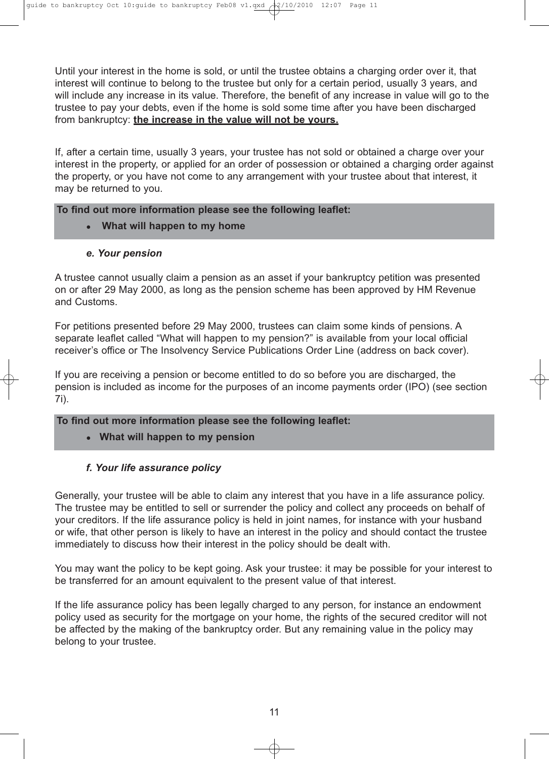Until your interest in the home is sold, or until the trustee obtains a charging order over it, that interest will continue to belong to the trustee but only for a certain period, usually 3 years, and will include any increase in its value. Therefore, the benefit of any increase in value will go to the trustee to pay your debts, even if the home is sold some time after you have been discharged from bankruptcy: **<u>the increase in the value will not be yours.</u>**

If, after a certain time, usually 3 years, your trustee has not sold or obtained a charge over your interest in the property, or applied for an order of possession or obtained a charging order against the property, or you have not come to any arrangement with your trustee about that interest, it may be returned to you.

**To find out more information please see the following leaflet:**

- **What will happen to my home**

### *e. Your pension*

A trustee cannot usually claim a pension as an asset if your bankruptcy petition was presented on or after 29 May 2000, as long as the pension scheme has been approved by HM Revenue and Customs.

For petitions presented before 29 May 2000, trustees can claim some kinds of pensions. A separate leaflet called "What will happen to my pension?" is available from your local official receiver's office or The Insolvency Service Publications Order Line (address on back cover).

If you are receiving a pension or become entitled to do so before you are discharged, the pension is included as income for the purposes of an income payments order (IPO) (see section 7i).

**To find out more information please see the following leaflet:**

- **What will happen to my pension**

### *f. Your life assurance policy*

Generally, your trustee will be able to claim any interest that you have in a life assurance policy. The trustee may be entitled to sell or surrender the policy and collect any proceeds on behalf of your creditors. If the life assurance policy is held in joint names, for instance with your husband or wife, that other person is likely to have an interest in the policy and should contact the trustee immediately to discuss how their interest in the policy should be dealt with.

You may want the policy to be kept going. Ask your trustee: it may be possible for your interest to be transferred for an amount equivalent to the present value of that interest.

If the life assurance policy has been legally charged to any person, for instance an endowment policy used as security for the mortgage on your home, the rights of the secured creditor will not be affected by the making of the bankruptcy order. But any remaining value in the policy may belong to your trustee.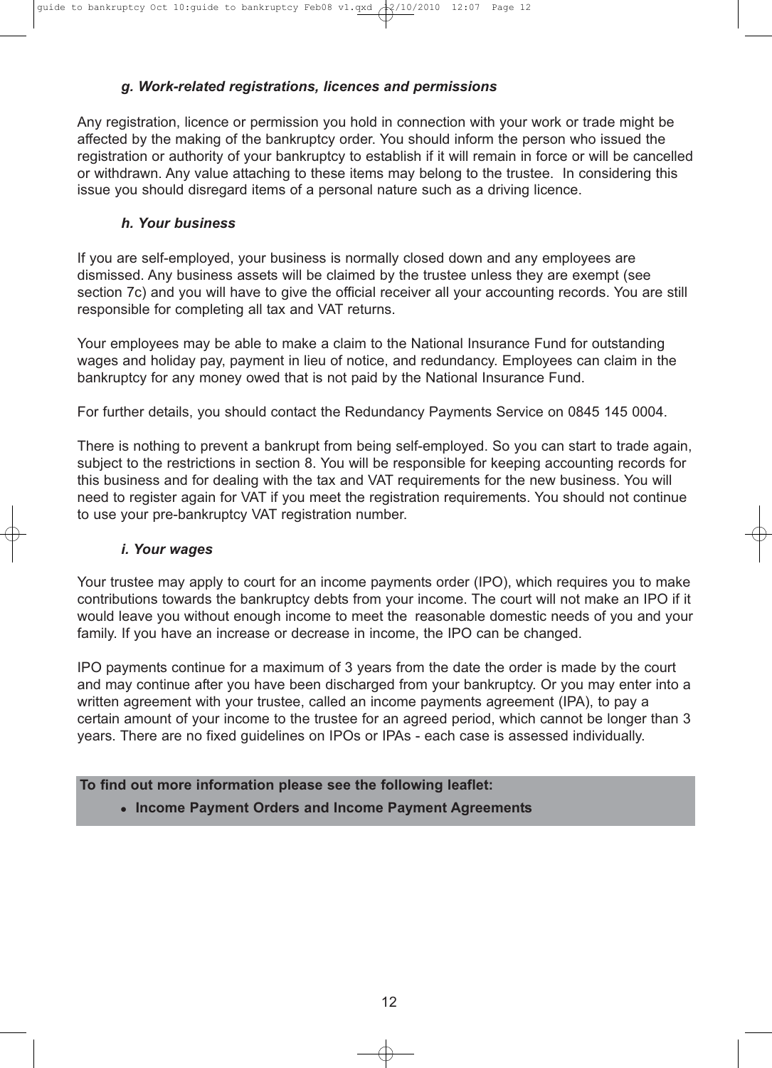### *g. Work-related registrations, licences and permissions*

Any registration, licence or permission you hold in connection with your work or trade might be affected by the making of the bankruptcy order. You should inform the person who issued the registration or authority of your bankruptcy to establish if it will remain in force or will be cancelled or withdrawn. Any value attaching to these items may belong to the trustee. In considering this issue you should disregard items of a personal nature such as a driving licence.

### *h. Your business*

If you are self-employed, your business is normally closed down and any employees are dismissed. Any business assets will be claimed by the trustee unless they are exempt (see section 7c) and you will have to give the official receiver all your accounting records. You are still responsible for completing all tax and VAT returns.

Your employees may be able to make a claim to the National Insurance Fund for outstanding wages and holiday pay, payment in lieu of notice, and redundancy. Employees can claim in the bankruptcy for any money owed that is not paid by the National Insurance Fund.

For further details, you should contact the Redundancy Payments Service on 0845 145 0004.

There is nothing to prevent a bankrupt from being self-employed. So you can start to trade again, subject to the restrictions in section 8. You will be responsible for keeping accounting records for this business and for dealing with the tax and VAT requirements for the new business. You will need to register again for VAT if you meet the registration requirements. You should not continue to use your pre-bankruptcy VAT registration number.

### *i. Your wages*

Your trustee may apply to court for an income payments order (IPO), which requires you to make contributions towards the bankruptcy debts from your income. The court will not make an IPO if it would leave you without enough income to meet the reasonable domestic needs of you and your family. If you have an increase or decrease in income, the IPO can be changed.

IPO payments continue for a maximum of 3 years from the date the order is made by the court and may continue after you have been discharged from your bankruptcy. Or you may enter into a written agreement with your trustee, called an income payments agreement (IPA), to pay a certain amount of your income to the trustee for an agreed period, which cannot be longer than 3 years. There are no fixed guidelines on IPOs or IPAs - each case is assessed individually.

**To find out more information please see the following leaflet:**

- **Income Payment Orders and Income Payment Agreements**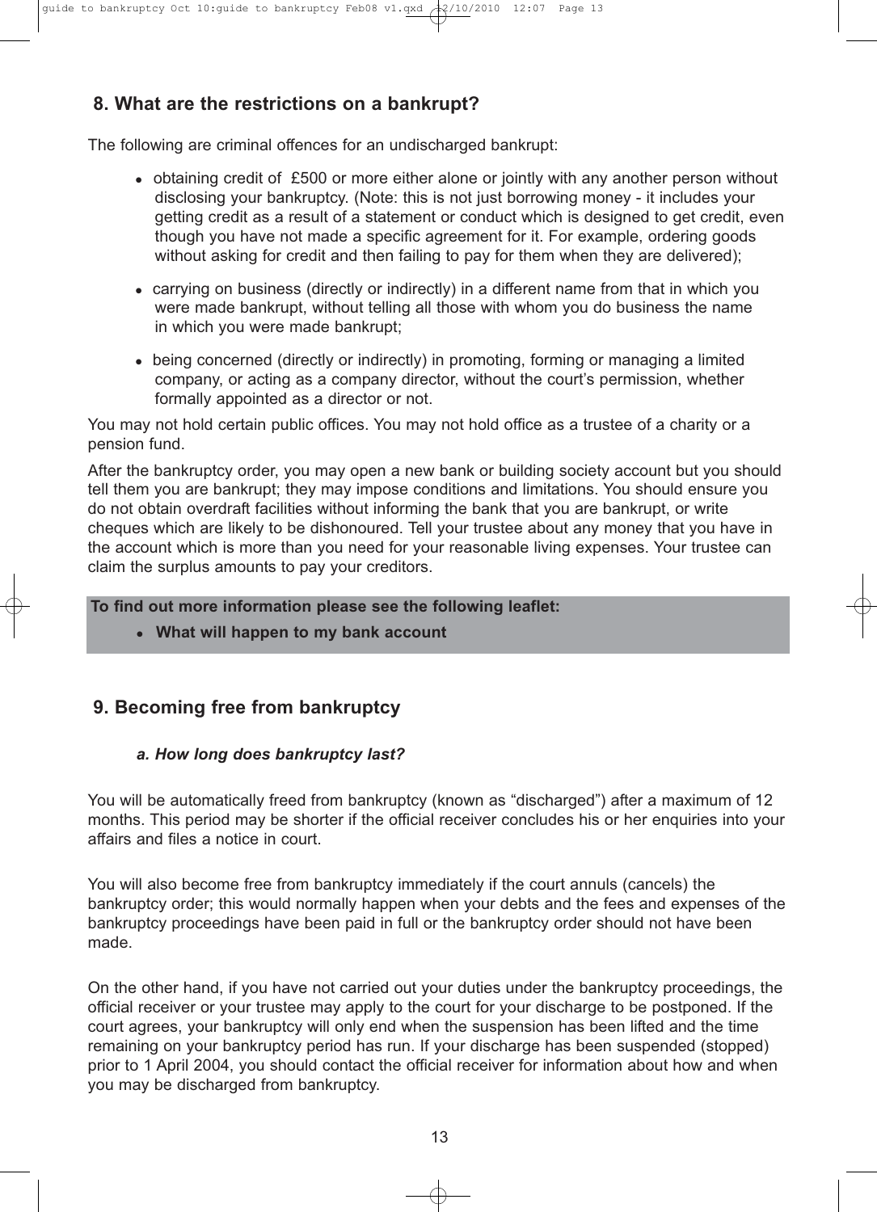## 8. What are the restrictions on a bankrupt?

The following are criminal offences for an undischarged bankrupt:

- obtaining credit of £500 or more either alone or jointly with any another person without disclosing your bankruptcy. (Note: this is not just borrowing money - it includes your getting credit as a result of a statement or conduct which is designed to get credit, even though you have not made a specific agreement for it. For example, ordering goods without asking for credit and then failing to pay for them when they are delivered);
- carrying on business (directly or indirectly) in a different name from that in which you were made bankrupt, without telling all those with whom you do business the name in which you were made bankrupt;
- being concerned (directly or indirectly) in promoting, forming or managing a limited company, or acting as a company director, without the court's permission, whether formally appointed as a director or not.

You may not hold certain public offices. You may not hold office as a trustee of a charity or a pension fund.

After the bankruptcy order, you may open a new bank or building society account but you should tell them you are bankrupt; they may impose conditions and limitations. You should ensure you do not obtain overdraft facilities without informing the bank that you are bankrupt, or write cheques which are likely to be dishonoured. Tell your trustee about any money that you have in the account which is more than you need for your reasonable living expenses. Your trustee can claim the surplus amounts to pay your creditors.

**To find out more information please see the following leaflet:**

- **What will happen to my bank account**

## 9. Becoming free from bankruptcy

### *a. How long does bankruptcy last?*

You will be automatically freed from bankruptcy (known as "discharged") after a maximum of 12 months. This period may be shorter if the official receiver concludes his or her enquiries into your affairs and files a notice in court.

You will also become free from bankruptcy immediately if the court annuls (cancels) the bankruptcy order; this would normally happen when your debts and the fees and expenses of the bankruptcy proceedings have been paid in full or the bankruptcy order should not have been made.

On the other hand, if you have not carried out your duties under the bankruptcy proceedings, the official receiver or your trustee may apply to the court for your discharge to be postponed. If the court agrees, your bankruptcy will only end when the suspension has been lifted and the time remaining on your bankruptcy period has run. If your discharge has been suspended (stopped) prior to 1 April 2004, you should contact the official receiver for information about how and when you may be discharged from bankruptcy.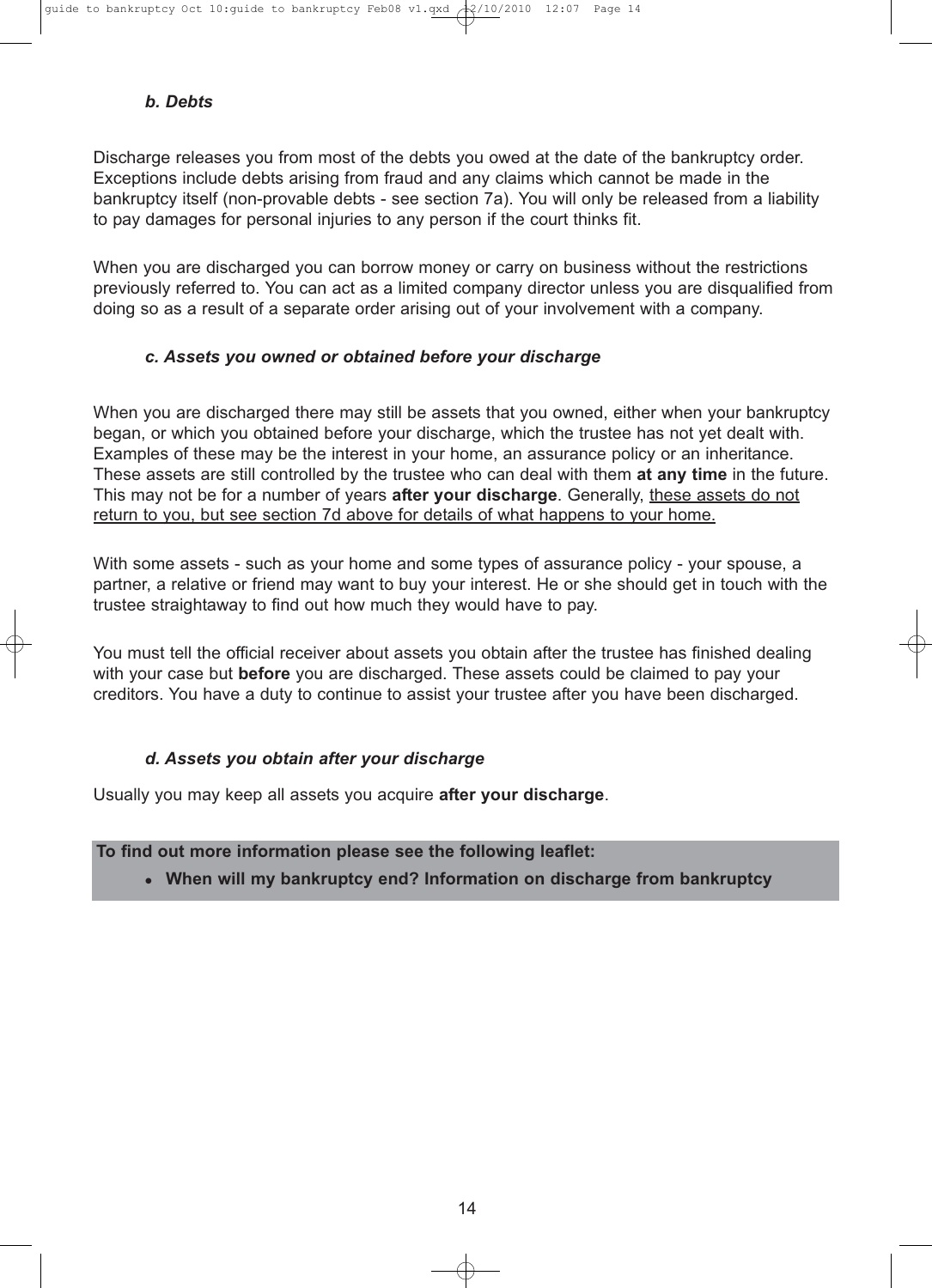### *b. Debts*

Discharge releases you from most of the debts you owed at the date of the bankruptcy order. Exceptions include debts arising from fraud and any claims which cannot be made in the bankruptcy itself (non-provable debts - see section 7a). You will only be released from a liability to pay damages for personal injuries to any person if the court thinks fit.

When you are discharged you can borrow money or carry on business without the restrictions previously referred to. You can act as a limited company director unless you are disqualified from doing so as a result of a separate order arising out of your involvement with a company.

### *c. Assets you owned or obtained before your discharge*

When you are discharged there may still be assets that you owned, either when your bankruptcy began, or which you obtained before your discharge, which the trustee has not yet dealt with. Examples of these may be the interest in your home, an assurance policy or an inheritance. These assets are still controlled by the trustee who can deal with them **at any time** in the future. This may not be for a number of years **after your discharge**. Generally, <u>these assets do not return to you, but see section 7d above for details of what happens to your home.</u>

With some assets - such as your home and some types of assurance policy - your spouse, a partner, a relative or friend may want to buy your interest. He or she should get in touch with the trustee straightaway to find out how much they would have to pay.

You must tell the official receiver about assets you obtain after the trustee has finished dealing with your case but **before** you are discharged. These assets could be claimed to pay your creditors. You have a duty to continue to assist your trustee after you have been discharged.

### *d. Assets you obtain after your discharge*

Usually you may keep all assets you acquire **after your discharge**.

**To find out more information please see the following leaflet:**

- **When will my bankruptcy end? Information on discharge from bankruptcy**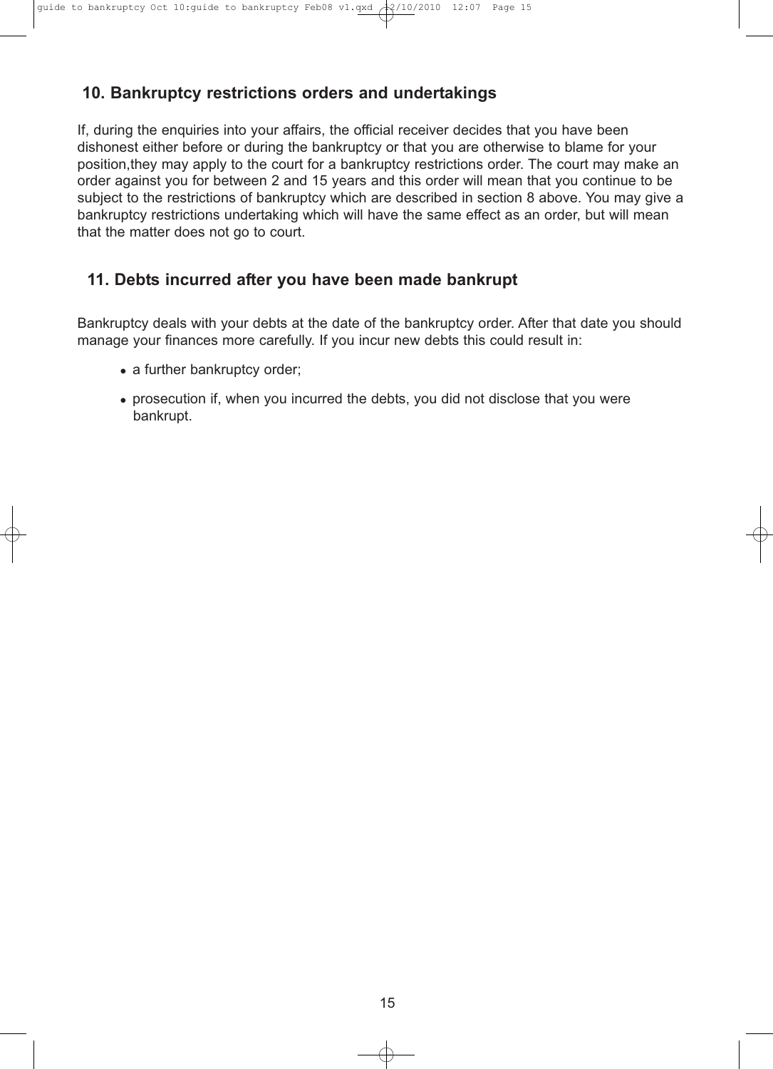## 10. Bankruptcy restrictions orders and undertakings

If, during the enquiries into your affairs, the official receiver decides that you have been dishonest either before or during the bankruptcy or that you are otherwise to blame for your position,they may apply to the court for a bankruptcy restrictions order. The court may make an order against you for between 2 and 15 years and this order will mean that you continue to be subject to the restrictions of bankruptcy which are described in section 8 above. You may give a bankruptcy restrictions undertaking which will have the same effect as an order, but will mean that the matter does not go to court.

## 11. Debts incurred after you have been made bankrupt

Bankruptcy deals with your debts at the date of the bankruptcy order. After that date you should manage your finances more carefully. If you incur new debts this could result in:

- a further bankruptcy order;
- prosecution if, when you incurred the debts, you did not disclose that you were bankrupt.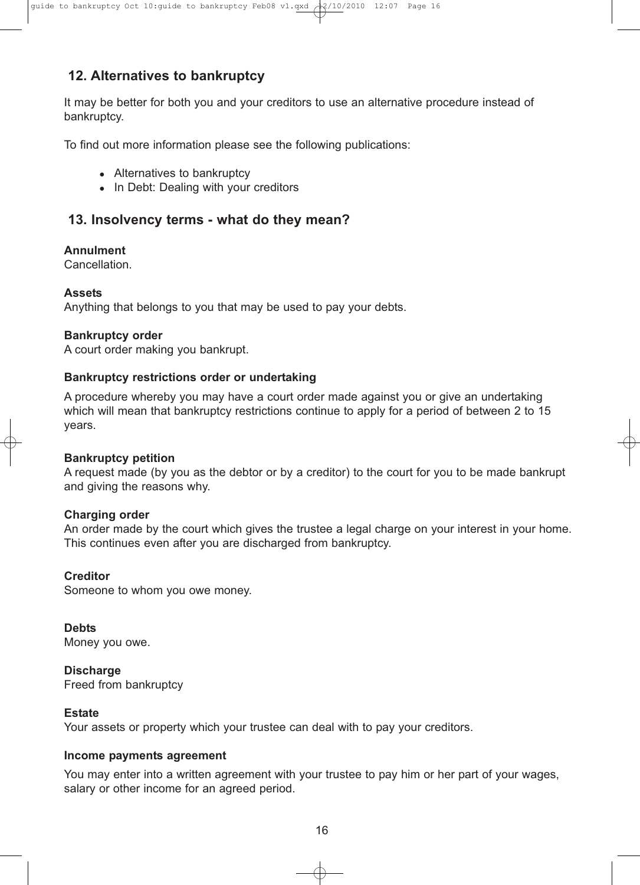## 12. Alternatives to bankruptcy

It may be better for both you and your creditors to use an alternative procedure instead of bankruptcy.

To find out more information please see the following publications:

- Alternatives to bankruptcy
- In Debt: Dealing with your creditors

## 13. Insolvency terms - what do they mean?

**Annulment**
Cancellation.

**Assets**
Anything that belongs to you that may be used to pay your debts.

**Bankruptcy order**
A court order making you bankrupt.

**Bankruptcy restrictions order or undertaking**

A procedure whereby you may have a court order made against you or give an undertaking which will mean that bankruptcy restrictions continue to apply for a period of between 2 to 15 years.

**Bankruptcy petition**
A request made (by you as the debtor or by a creditor) to the court for you to be made bankrupt and giving the reasons why.

**Charging order**
An order made by the court which gives the trustee a legal charge on your interest in your home. This continues even after you are discharged from bankruptcy.

**Creditor**
Someone to whom you owe money.

**Debts**
Money you owe.

**Discharge**
Freed from bankruptcy

**Estate**
Your assets or property which your trustee can deal with to pay your creditors.

**Income payments agreement**

You may enter into a written agreement with your trustee to pay him or her part of your wages, salary or other income for an agreed period.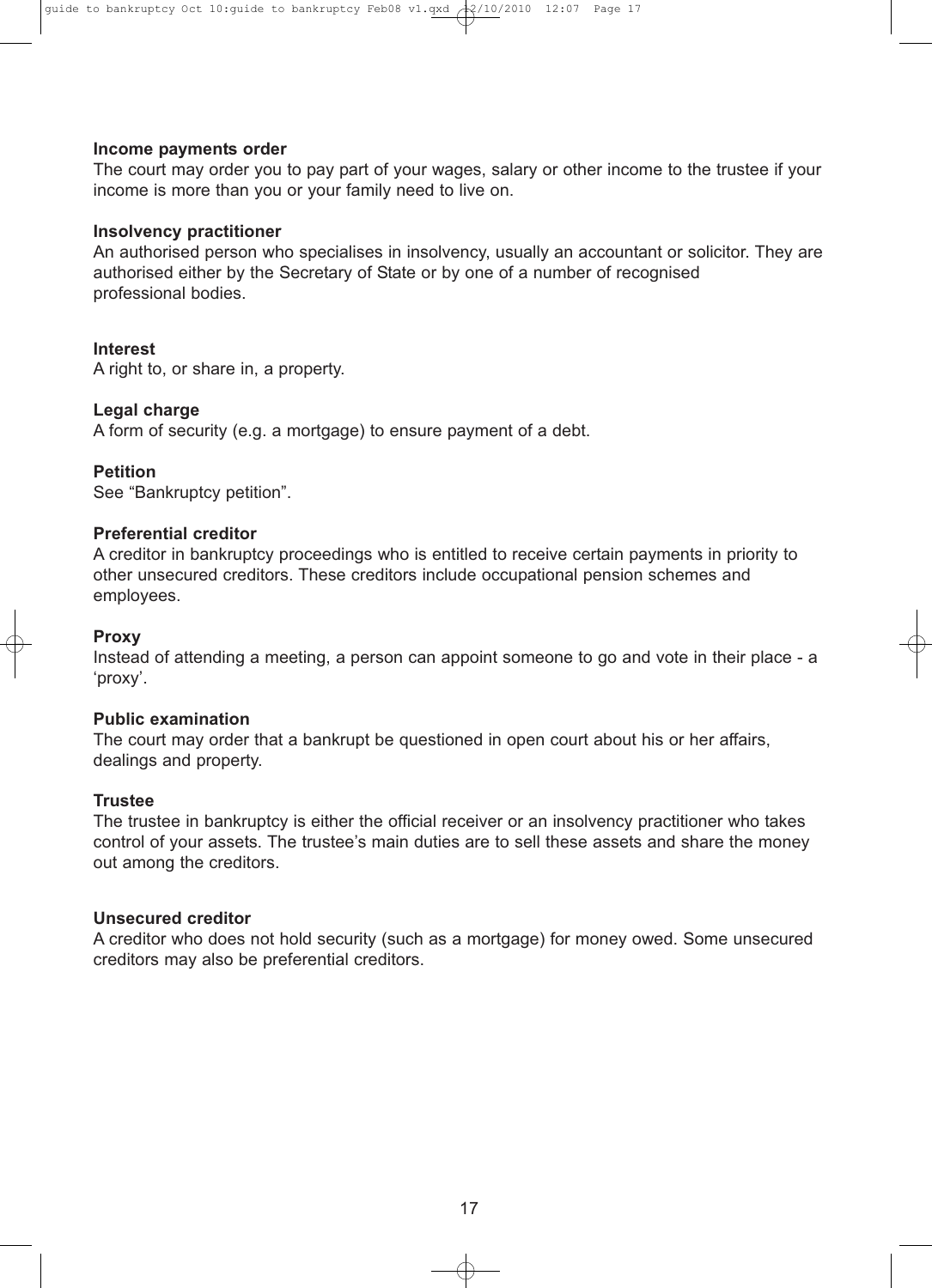**Income payments order**
The court may order you to pay part of your wages, salary or other income to the trustee if your income is more than you or your family need to live on.

**Insolvency practitioner**
An authorised person who specialises in insolvency, usually an accountant or solicitor. They are authorised either by the Secretary of State or by one of a number of recognised professional bodies.

**Interest**
A right to, or share in, a property.

**Legal charge**
A form of security (e.g. a mortgage) to ensure payment of a debt.

**Petition**
See "Bankruptcy petition".

**Preferential creditor**
A creditor in bankruptcy proceedings who is entitled to receive certain payments in priority to other unsecured creditors. These creditors include occupational pension schemes and employees.

**Proxy**
Instead of attending a meeting, a person can appoint someone to go and vote in their place - a 'proxy'.

**Public examination**
The court may order that a bankrupt be questioned in open court about his or her affairs, dealings and property.

**Trustee**
The trustee in bankruptcy is either the official receiver or an insolvency practitioner who takes control of your assets. The trustee's main duties are to sell these assets and share the money out among the creditors.

**Unsecured creditor**
A creditor who does not hold security (such as a mortgage) for money owed. Some unsecured creditors may also be preferential creditors.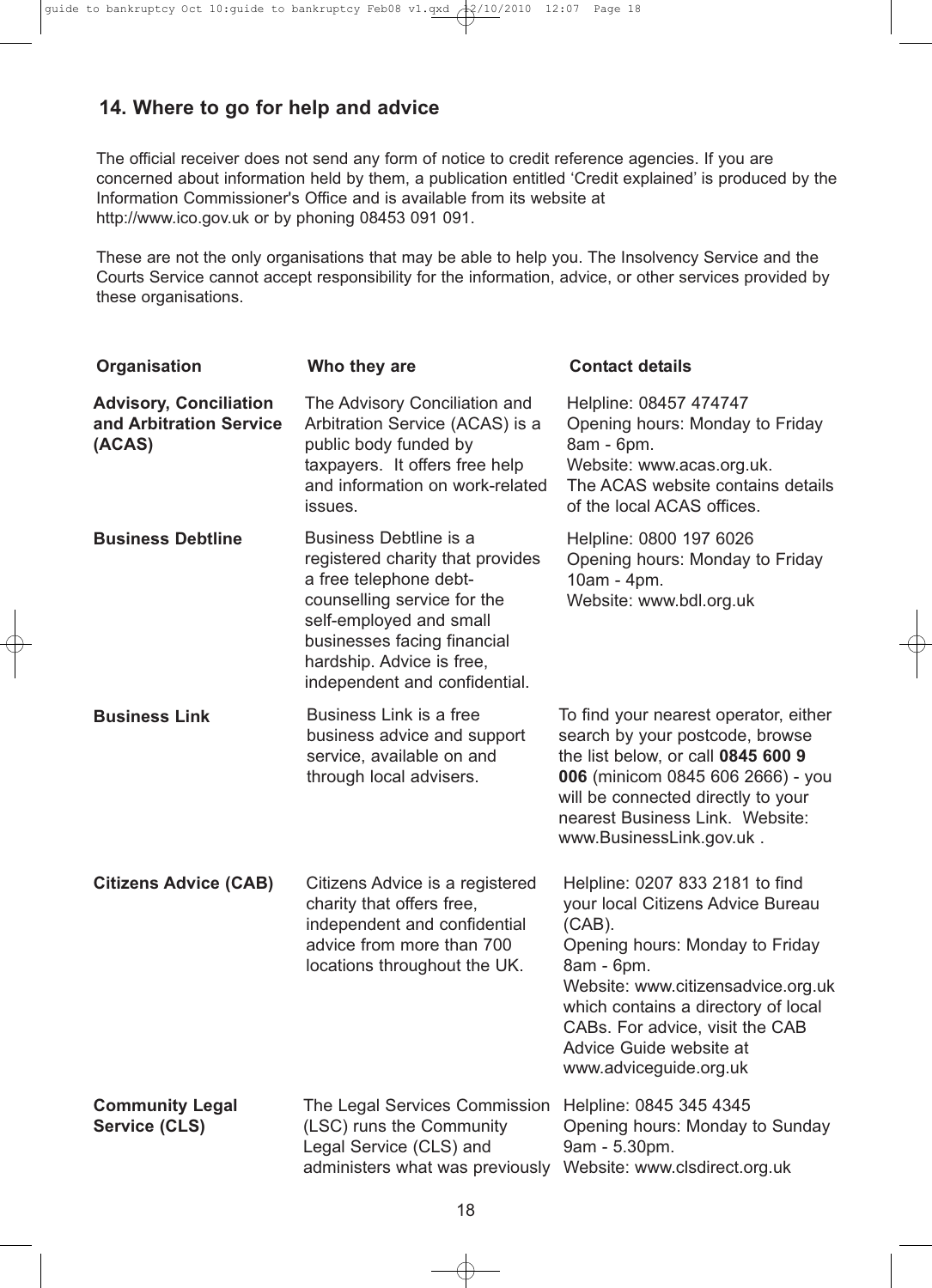## 14. Where to go for help and advice

The official receiver does not send any form of notice to credit reference agencies. If you are concerned about information held by them, a publication entitled 'Credit explained' is produced by the Information Commissioner's Office and is available from its website at http://www.ico.gov.uk or by phoning 08453 091 091.

These are not the only organisations that may be able to help you. The Insolvency Service and the Courts Service cannot accept responsibility for the information, advice, or other services provided by these organisations.

| Organisation | Who they are | Contact details |
|---|---|---|
| **Advisory, Conciliation and Arbitration Service (ACAS)** | The Advisory Conciliation and Arbitration Service (ACAS) is a public body funded by taxpayers. It offers free help and information on work-related issues. | Helpline: 08457 474747<br>Opening hours: Monday to Friday 8am - 6pm.<br>Website: www.acas.org.uk.<br>The ACAS website contains details of the local ACAS offices. |
| **Business Debtline** | Business Debtline is a registered charity that provides a free telephone debt-counselling service for the self-employed and small businesses facing financial hardship. Advice is free, independent and confidential. | Helpline: 0800 197 6026<br>Opening hours: Monday to Friday 10am - 4pm.<br>Website: www.bdl.org.uk |
| **Business Link** | Business Link is a free business advice and support service, available on and through local advisers. | To find your nearest operator, either search by your postcode, browse the list below, or call **0845 600 9 006** (minicom 0845 606 2666) - you will be connected directly to your nearest Business Link. Website: www.BusinessLink.gov.uk . |
| **Citizens Advice (CAB)** | Citizens Advice is a registered charity that offers free, independent and confidential advice from more than 700 locations throughout the UK. | Helpline: 0207 833 2181 to find your local Citizens Advice Bureau (CAB).<br>Opening hours: Monday to Friday 8am - 6pm.<br>Website: www.citizensadvice.org.uk which contains a directory of local CABs. For advice, visit the CAB Advice Guide website at www.adviceguide.org.uk |
| **Community Legal Service (CLS)** | The Legal Services Commission (LSC) runs the Community Legal Service (CLS) and administers what was previously | Helpline: 0845 345 4345<br>Opening hours: Monday to Sunday 9am - 5.30pm.<br>Website: www.clsdirect.org.uk |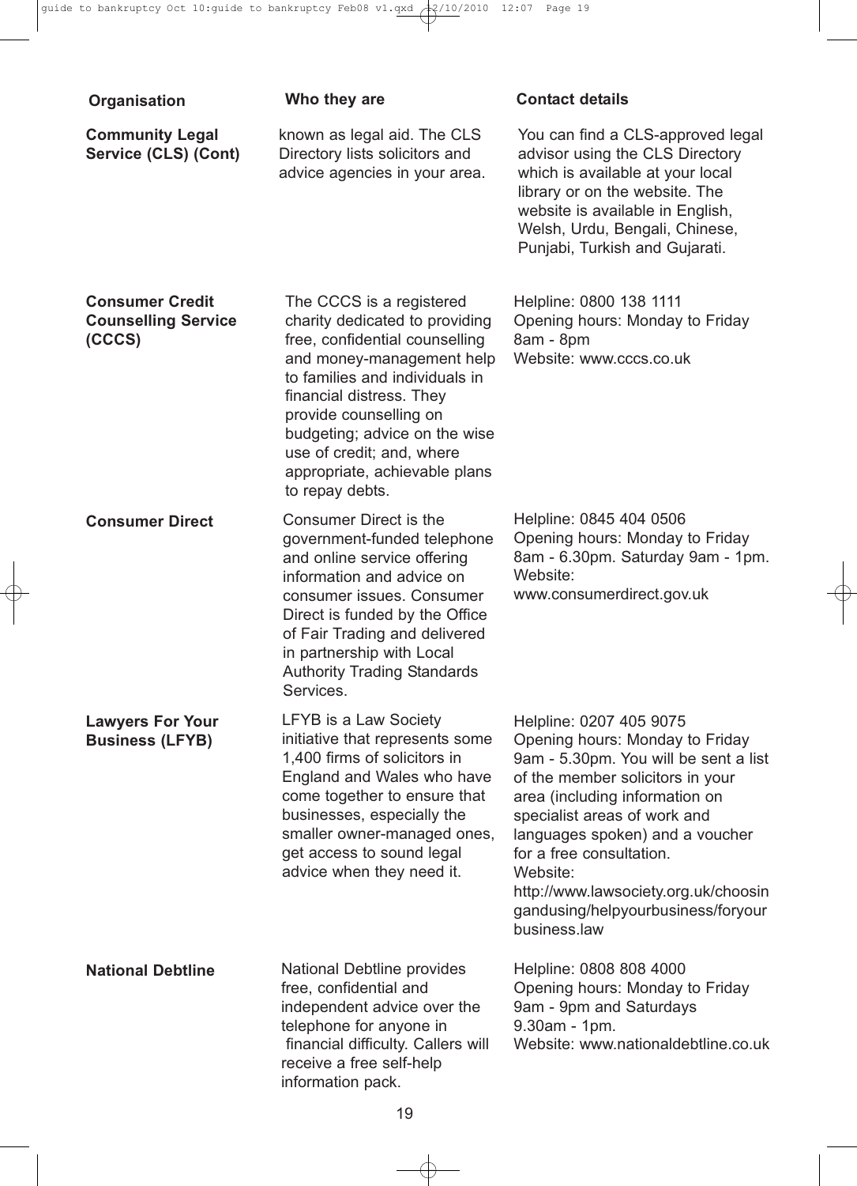| Organisation | Who they are | Contact details |
|---|---|---|
| **Community Legal Service (CLS) (Cont)** | known as legal aid. The CLS Directory lists solicitors and advice agencies in your area. | You can find a CLS-approved legal advisor using the CLS Directory which is available at your local library or on the website. The website is available in English, Welsh, Urdu, Bengali, Chinese, Punjabi, Turkish and Gujarati. |
| **Consumer Credit Counselling Service (CCCS)** | The CCCS is a registered charity dedicated to providing free, confidential counselling and money-management help to families and individuals in financial distress. They provide counselling on budgeting; advice on the wise use of credit; and, where appropriate, achievable plans to repay debts. | Helpline: 0800 138 1111<br>Opening hours: Monday to Friday 8am - 8pm<br>Website: www.cccs.co.uk |
| **Consumer Direct** | Consumer Direct is the government-funded telephone and online service offering information and advice on consumer issues. Consumer Direct is funded by the Office of Fair Trading and delivered in partnership with Local Authority Trading Standards Services. | Helpline: 0845 404 0506<br>Opening hours: Monday to Friday 8am - 6.30pm. Saturday 9am - 1pm.<br>Website: www.consumerdirect.gov.uk |
| **Lawyers For Your Business (LFYB)** | LFYB is a Law Society initiative that represents some 1,400 firms of solicitors in England and Wales who have come together to ensure that businesses, especially the smaller owner-managed ones, get access to sound legal advice when they need it. | Helpline: 0207 405 9075<br>Opening hours: Monday to Friday 9am - 5.30pm. You will be sent a list of the member solicitors in your area (including information on specialist areas of work and languages spoken) and a voucher for a free consultation.<br>Website: http://www.lawsociety.org.uk/choosingandusing/helpyourbusiness/foryourbusiness.law |
| **National Debtline** | National Debtline provides free, confidential and independent advice over the telephone for anyone in financial difficulty. Callers will receive a free self-help information pack. | Helpline: 0808 808 4000<br>Opening hours: Monday to Friday 9am - 9pm and Saturdays 9.30am - 1pm.<br>Website: www.nationaldebtline.co.uk |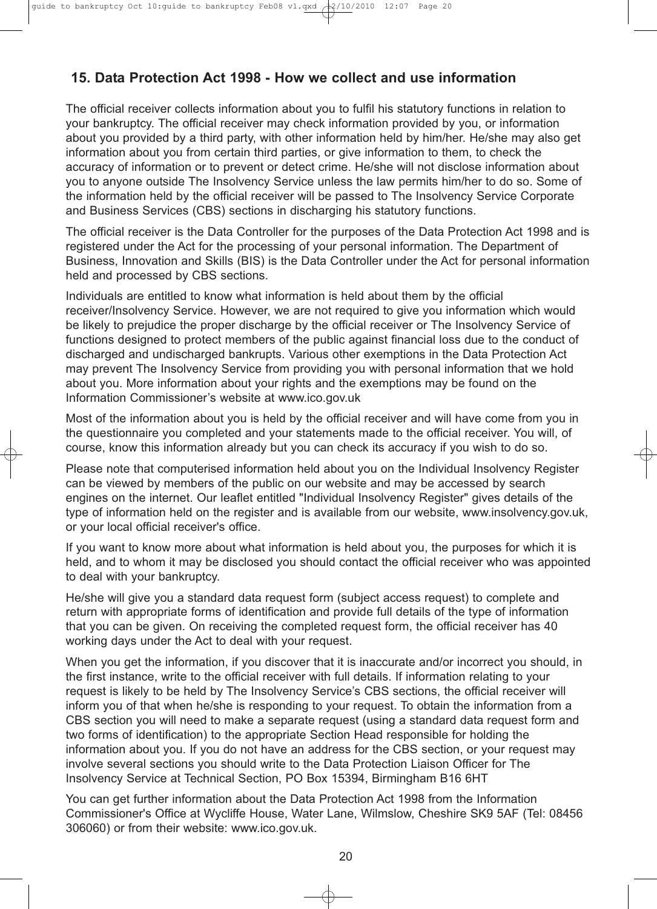## 15. Data Protection Act 1998 - How we collect and use information

The official receiver collects information about you to fulfil his statutory functions in relation to your bankruptcy. The official receiver may check information provided by you, or information about you provided by a third party, with other information held by him/her. He/she may also get information about you from certain third parties, or give information to them, to check the accuracy of information or to prevent or detect crime. He/she will not disclose information about you to anyone outside The Insolvency Service unless the law permits him/her to do so. Some of the information held by the official receiver will be passed to The Insolvency Service Corporate and Business Services (CBS) sections in discharging his statutory functions.

The official receiver is the Data Controller for the purposes of the Data Protection Act 1998 and is registered under the Act for the processing of your personal information. The Department of Business, Innovation and Skills (BIS) is the Data Controller under the Act for personal information held and processed by CBS sections.

Individuals are entitled to know what information is held about them by the official receiver/Insolvency Service. However, we are not required to give you information which would be likely to prejudice the proper discharge by the official receiver or The Insolvency Service of functions designed to protect members of the public against financial loss due to the conduct of discharged and undischarged bankrupts. Various other exemptions in the Data Protection Act may prevent The Insolvency Service from providing you with personal information that we hold about you. More information about your rights and the exemptions may be found on the Information Commissioner's website at www.ico.gov.uk

Most of the information about you is held by the official receiver and will have come from you in the questionnaire you completed and your statements made to the official receiver. You will, of course, know this information already but you can check its accuracy if you wish to do so.

Please note that computerised information held about you on the Individual Insolvency Register can be viewed by members of the public on our website and may be accessed by search engines on the internet. Our leaflet entitled "Individual Insolvency Register" gives details of the type of information held on the register and is available from our website, www.insolvency.gov.uk, or your local official receiver's office.

If you want to know more about what information is held about you, the purposes for which it is held, and to whom it may be disclosed you should contact the official receiver who was appointed to deal with your bankruptcy.

He/she will give you a standard data request form (subject access request) to complete and return with appropriate forms of identification and provide full details of the type of information that you can be given. On receiving the completed request form, the official receiver has 40 working days under the Act to deal with your request.

When you get the information, if you discover that it is inaccurate and/or incorrect you should, in the first instance, write to the official receiver with full details. If information relating to your request is likely to be held by The Insolvency Service's CBS sections, the official receiver will inform you of that when he/she is responding to your request. To obtain the information from a CBS section you will need to make a separate request (using a standard data request form and two forms of identification) to the appropriate Section Head responsible for holding the information about you. If you do not have an address for the CBS section, or your request may involve several sections you should write to the Data Protection Liaison Officer for The Insolvency Service at Technical Section, PO Box 15394, Birmingham B16 6HT

You can get further information about the Data Protection Act 1998 from the Information Commissioner's Office at Wycliffe House, Water Lane, Wilmslow, Cheshire SK9 5AF (Tel: 08456 306060) or from their website: www.ico.gov.uk.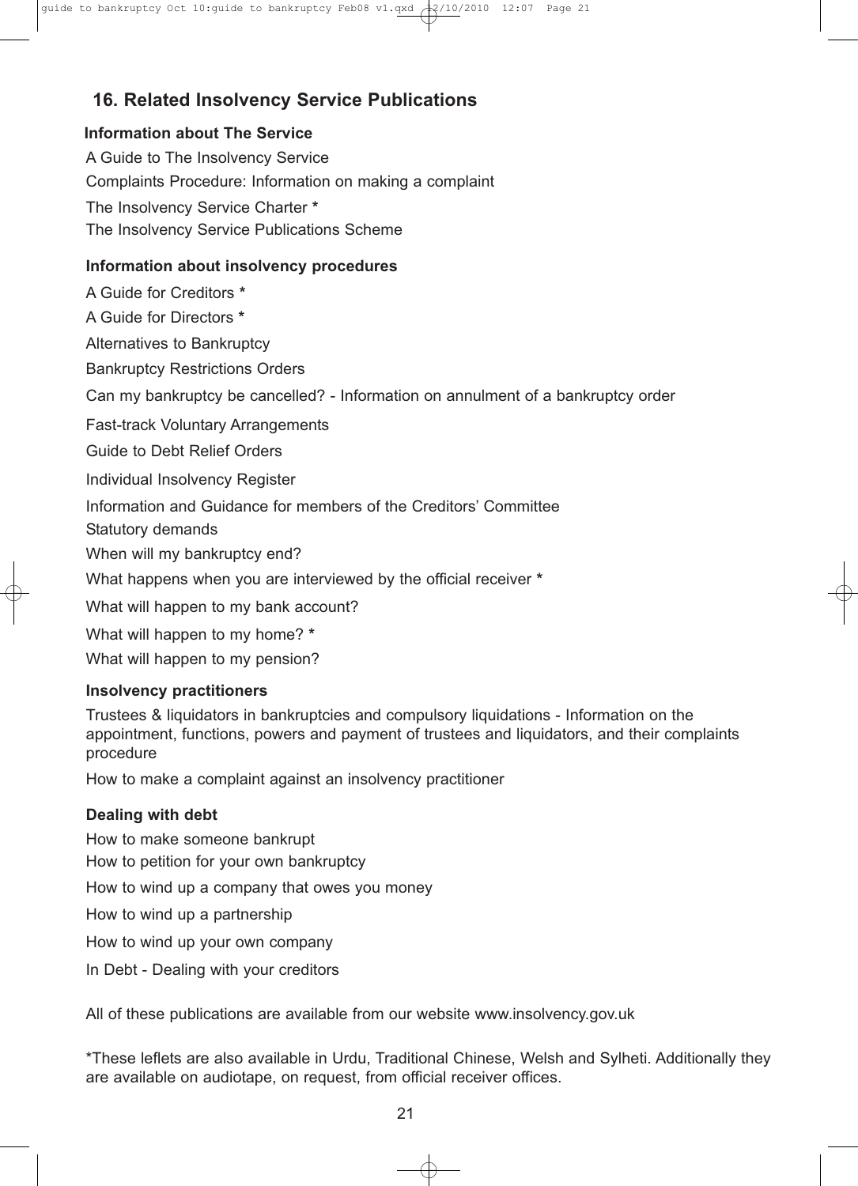## 16. Related Insolvency Service Publications

### Information about The Service

A Guide to The Insolvency Service

Complaints Procedure: Information on making a complaint

The Insolvency Service Charter *

The Insolvency Service Publications Scheme

### Information about insolvency procedures

A Guide for Creditors *

A Guide for Directors *

Alternatives to Bankruptcy

Bankruptcy Restrictions Orders

Can my bankruptcy be cancelled? - Information on annulment of a bankruptcy order

Fast-track Voluntary Arrangements

Guide to Debt Relief Orders

Individual Insolvency Register

Information and Guidance for members of the Creditors' Committee

Statutory demands

When will my bankruptcy end?

What happens when you are interviewed by the official receiver *

What will happen to my bank account?

What will happen to my home? *

What will happen to my pension?

### Insolvency practitioners

Trustees & liquidators in bankruptcies and compulsory liquidations - Information on the appointment, functions, powers and payment of trustees and liquidators, and their complaints procedure

How to make a complaint against an insolvency practitioner

### Dealing with debt

How to make someone bankrupt

How to petition for your own bankruptcy

How to wind up a company that owes you money

How to wind up a partnership

How to wind up your own company

In Debt - Dealing with your creditors

All of these publications are available from our website www.insolvency.gov.uk

*These leflets are also available in Urdu, Traditional Chinese, Welsh and Sylheti. Additionally they are available on audiotape, on request, from official receiver offices.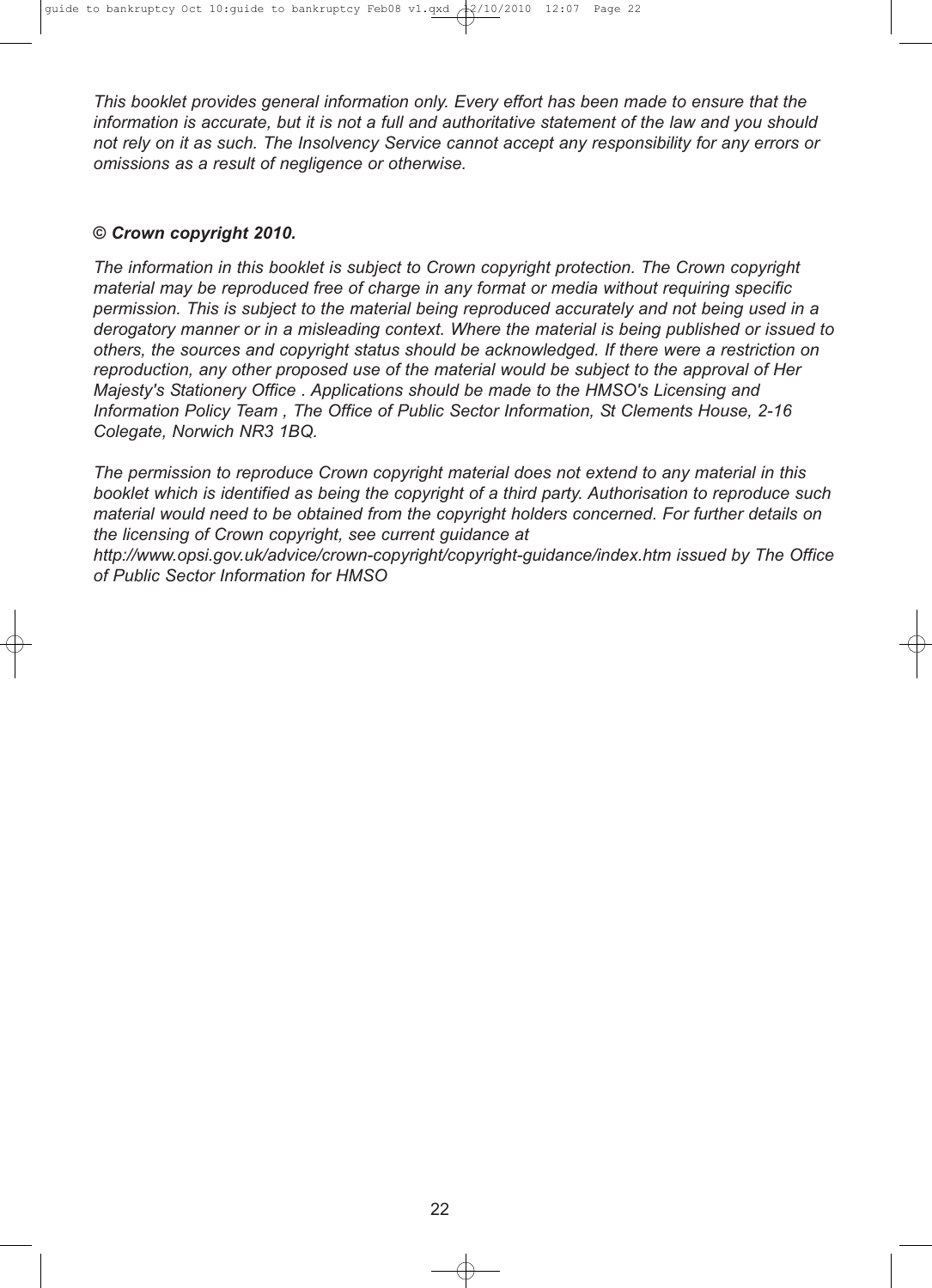*This booklet provides general information only. Every effort has been made to ensure that the information is accurate, but it is not a full and authoritative statement of the law and you should not rely on it as such. The Insolvency Service cannot accept any responsibility for any errors or omissions as a result of negligence or otherwise.*

***© Crown copyright 2010.***

*The information in this booklet is subject to Crown copyright protection. The Crown copyright material may be reproduced free of charge in any format or media without requiring specific permission. This is subject to the material being reproduced accurately and not being used in a derogatory manner or in a misleading context. Where the material is being published or issued to others, the sources and copyright status should be acknowledged. If there were a restriction on reproduction, any other proposed use of the material would be subject to the approval of Her Majesty's Stationery Office . Applications should be made to the HMSO's Licensing and Information Policy Team , The Office of Public Sector Information, St Clements House, 2-16 Colegate, Norwich NR3 1BQ.*

*The permission to reproduce Crown copyright material does not extend to any material in this booklet which is identified as being the copyright of a third party. Authorisation to reproduce such material would need to be obtained from the copyright holders concerned. For further details on the licensing of Crown copyright, see current guidance at http://www.opsi.gov.uk/advice/crown-copyright/copyright-guidance/index.htm issued by The Office of Public Sector Information for HMSO*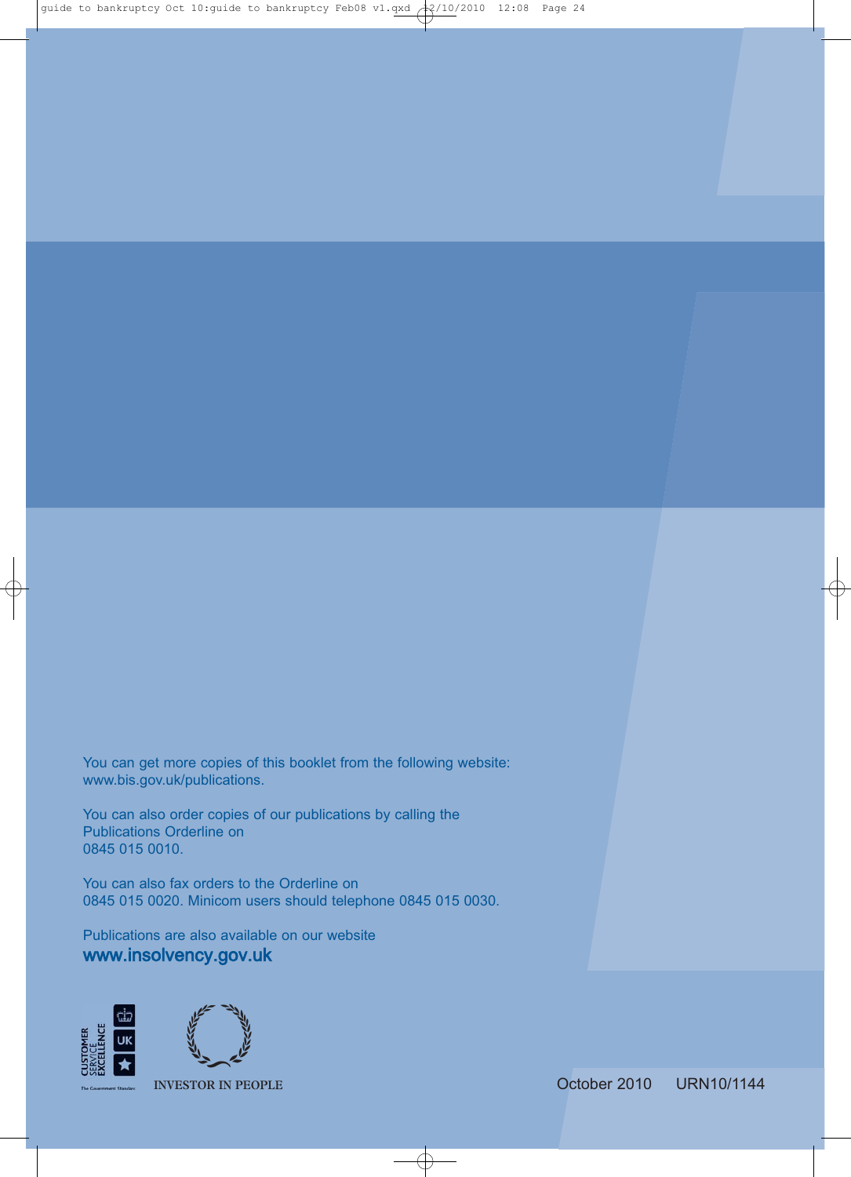You can get more copies of this booklet from the following website: www.bis.gov.uk/publications.

You can also order copies of our publications by calling the Publications Orderline on 0845 015 0010.

You can also fax orders to the Orderline on 0845 015 0020. Minicom users should telephone 0845 015 0030.

Publications are also available on our website
**www.insolvency.gov.uk**

CUSTOMER SERVICE EXCELLENCE UK The Government Standard

INVESTOR IN PEOPLE

October 2010 URN10/1144